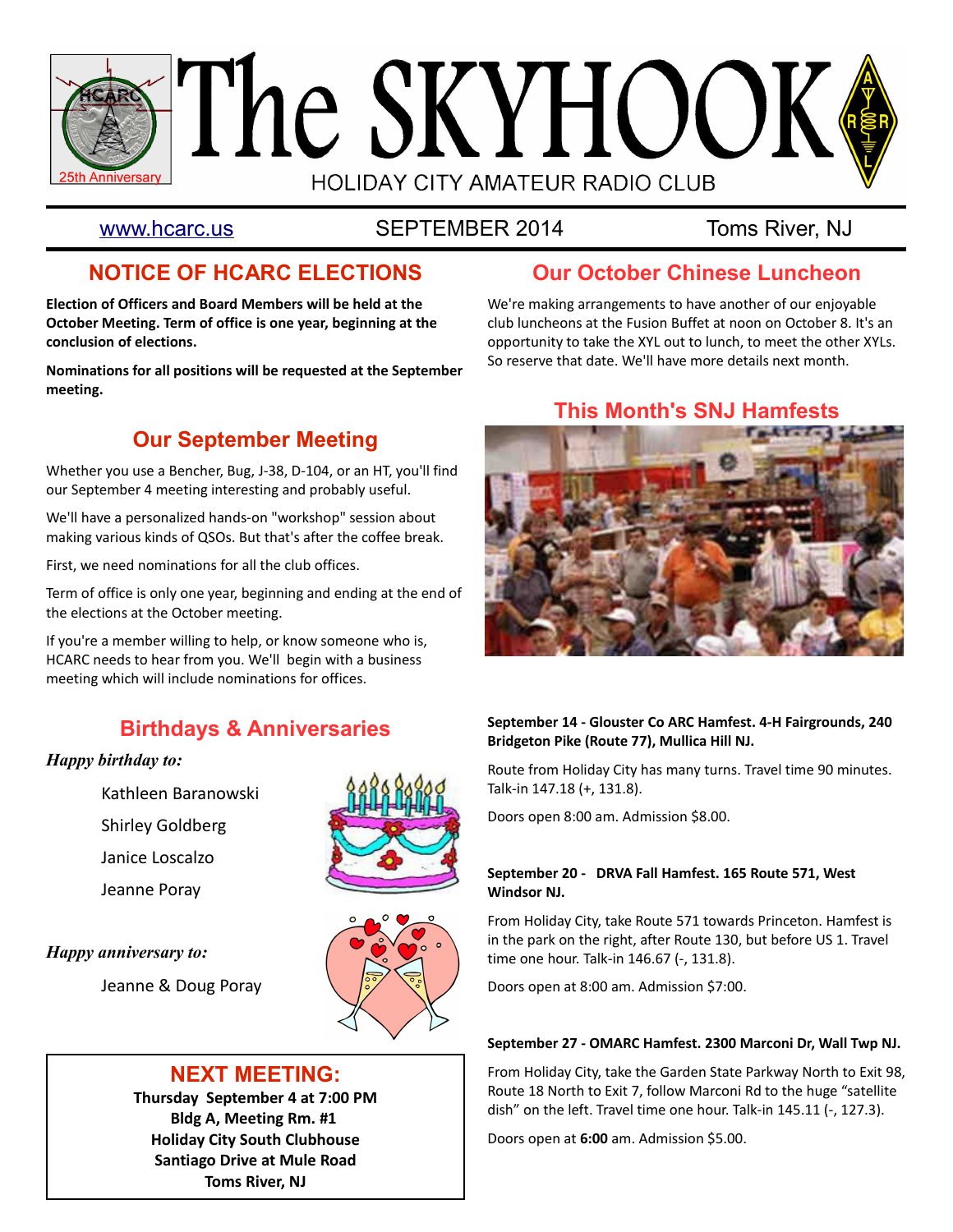# The SKYHOOK

HOLIDAY CITY AMATEUR RADIO CLUB

25th Anniversary

www.hcarc.us | SEPTEMBER 2014 | Toms River, NJ

## NOTICE OF HCARC ELECTIONS

**Election of Officers and Board Members will be held at the October Meeting. Term of office is one year, beginning at the conclusion of elections.**

**Nominations for all positions will be requested at the September meeting.**

## Our September Meeting

Whether you use a Bencher, Bug, J-38, D-104, or an HT, you'll find our September 4 meeting interesting and probably useful.

We'll have a personalized hands-on "workshop" session about making various kinds of QSOs. But that's after the coffee break.

First, we need nominations for all the club offices.

Term of office is only one year, beginning and ending at the end of the elections at the October meeting.

If you're a member willing to help, or know someone who is, HCARC needs to hear from you. We'll begin with a business meeting which will include nominations for offices.

## Birthdays & Anniversaries

***Happy birthday to:***

Kathleen Baranowski

Shirley Goldberg

Janice Loscalzo

Jeanne Poray

***Happy anniversary to:***

Jeanne & Doug Poray

## NEXT MEETING:

**Thursday September 4 at 7:00 PM**
**Bldg A, Meeting Rm. #1**
**Holiday City South Clubhouse**
**Santiago Drive at Mule Road**
**Toms River, NJ**

## Our October Chinese Luncheon

We're making arrangements to have another of our enjoyable club luncheons at the Fusion Buffet at noon on October 8. It's an opportunity to take the XYL out to lunch, to meet the other XYLs. So reserve that date. We'll have more details next month.

## This Month's SNJ Hamfests

**September 14 - Glouster Co ARC Hamfest. 4-H Fairgrounds, 240 Bridgeton Pike (Route 77), Mullica Hill NJ.**

Route from Holiday City has many turns. Travel time 90 minutes. Talk-in 147.18 (+, 131.8).

Doors open 8:00 am. Admission $8.00.

**September 20 - DRVA Fall Hamfest. 165 Route 571, West Windsor NJ.**

From Holiday City, take Route 571 towards Princeton. Hamfest is in the park on the right, after Route 130, but before US 1. Travel time one hour. Talk-in 146.67 (-, 131.8).

Doors open at 8:00 am. Admission $7:00.

**September 27 - OMARC Hamfest. 2300 Marconi Dr, Wall Twp NJ.**

From Holiday City, take the Garden State Parkway North to Exit 98, Route 18 North to Exit 7, follow Marconi Rd to the huge "satellite dish" on the left. Travel time one hour. Talk-in 145.11 (-, 127.3).

Doors open at **6:00** am. Admission $5.00.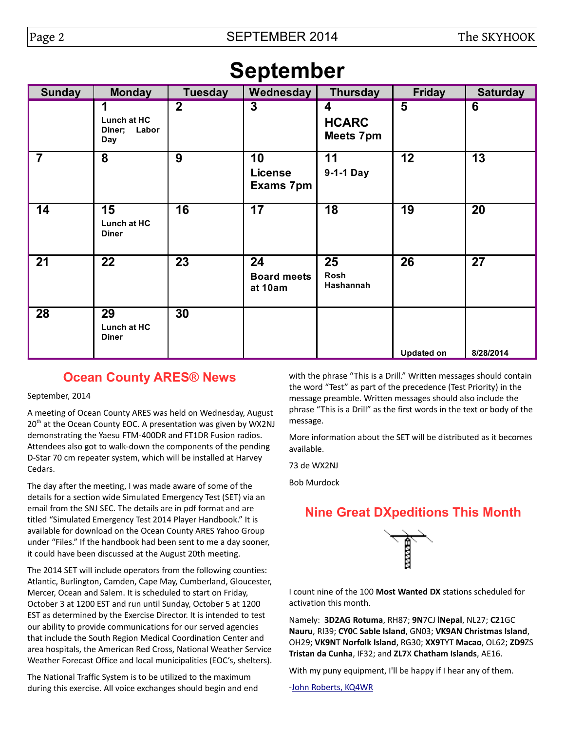# September

| Sunday | Monday | Tuesday | Wednesday | Thursday | Friday | Saturday |
|---|---|---|---|---|---|---|
| | **1** Lunch at HC Diner; Labor Day | **2** | **3** | **4** HCARC Meets 7pm | **5** | **6** |
| **7** | **8** | **9** | **10** License Exams 7pm | **11** 9-1-1 Day | **12** | **13** |
| **14** | **15** Lunch at HC Diner | **16** | **17** | **18** | **19** | **20** |
| **21** | **22** | **23** | **24** Board meets at 10am | **25** Rosh Hashannah | **26** | **27** |
| **28** | **29** Lunch at HC Diner | **30** | | | Updated on | 8/28/2014 |

## Ocean County ARES® News

September, 2014

A meeting of Ocean County ARES was held on Wednesday, August 20th at the Ocean County EOC. A presentation was given by WX2NJ demonstrating the Yaesu FTM-400DR and FT1DR Fusion radios. Attendees also got to walk-down the components of the pending D-Star 70 cm repeater system, which will be installed at Harvey Cedars.

The day after the meeting, I was made aware of some of the details for a section wide Simulated Emergency Test (SET) via an email from the SNJ SEC. The details are in pdf format and are titled "Simulated Emergency Test 2014 Player Handbook." It is available for download on the Ocean County ARES Yahoo Group under "Files." If the handbook had been sent to me a day sooner, it could have been discussed at the August 20th meeting.

The 2014 SET will include operators from the following counties: Atlantic, Burlington, Camden, Cape May, Cumberland, Gloucester, Mercer, Ocean and Salem. It is scheduled to start on Friday, October 3 at 1200 EST and run until Sunday, October 5 at 1200 EST as determined by the Exercise Director. It is intended to test our ability to provide communications for our served agencies that include the South Region Medical Coordination Center and area hospitals, the American Red Cross, National Weather Service Weather Forecast Office and local municipalities (EOC's, shelters).

The National Traffic System is to be utilized to the maximum during this exercise. All voice exchanges should begin and end with the phrase "This is a Drill." Written messages should contain the word "Test" as part of the precedence (Test Priority) in the message preamble. Written messages should also include the phrase "This is a Drill" as the first words in the text or body of the message.

More information about the SET will be distributed as it becomes available.

73 de WX2NJ

Bob Murdock

## Nine Great DXpeditions This Month

I count nine of the 100 **Most Wanted DX** stations scheduled for activation this month.

Namely: **3D2AG Rotuma**, RH87; **9N**7CJ l**Nepal**, NL27; **C2**1GC **Nauru**, RI39; **CY0**C **Sable Island**, GN03; **VK9AN Christmas Island**, OH29; **VK9NT Norfolk Island**, RG30; **XX9**TYT **Macao**, OL62; **ZD9**ZS **Tristan da Cunha**, IF32; and **ZL7**X **Chatham Islands**, AE16.

With my puny equipment, I'll be happy if I hear any of them.

-John Roberts, KQ4WR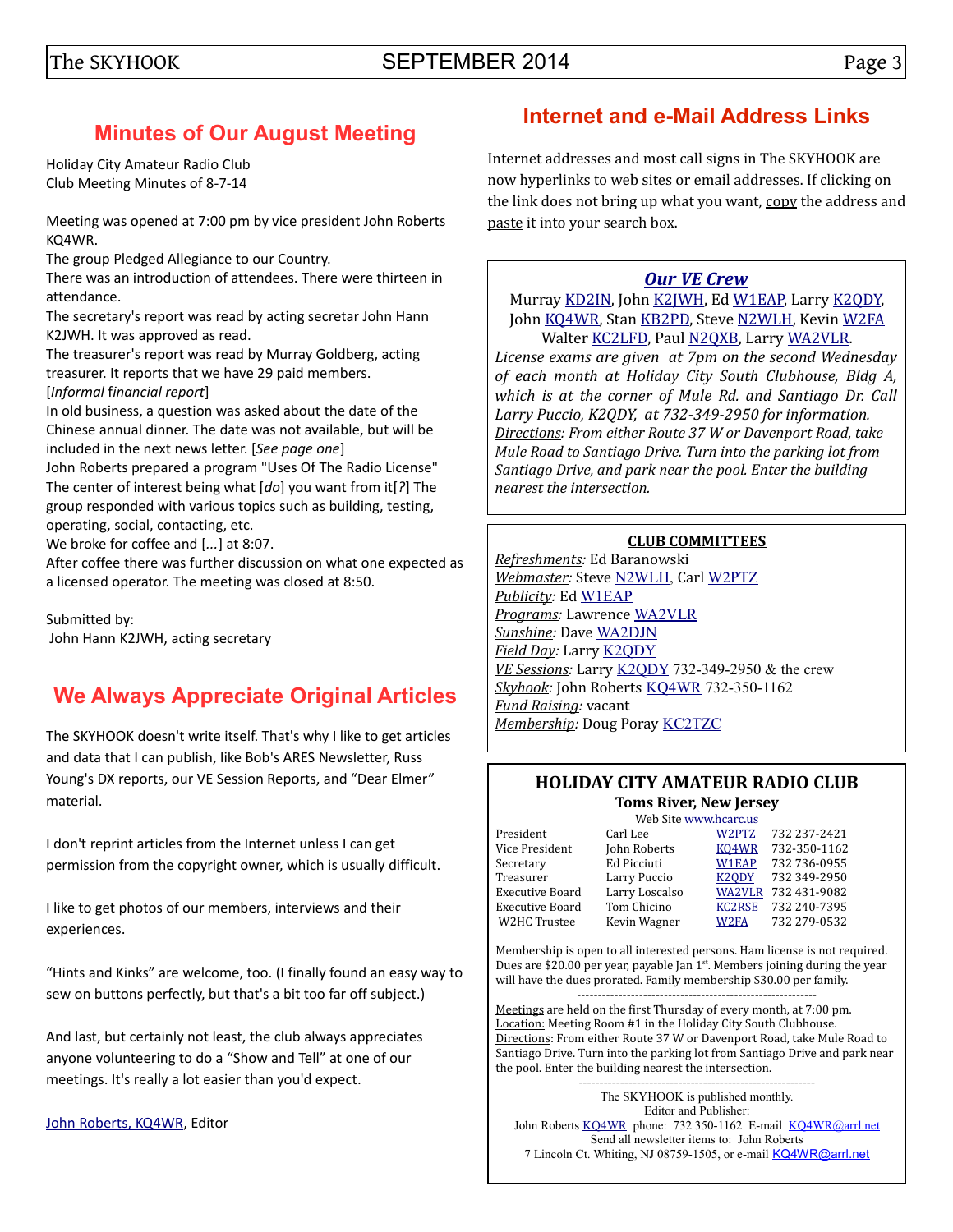## Minutes of Our August Meeting

Holiday City Amateur Radio Club
Club Meeting Minutes of 8-7-14

Meeting was opened at 7:00 pm by vice president John Roberts KQ4WR.
The group Pledged Allegiance to our Country.
There was an introduction of attendees. There were thirteen in attendance.
The secretary's report was read by acting secretar John Hann K2JWH. It was approved as read.
The treasurer's report was read by Murray Goldberg, acting treasurer. It reports that we have 29 paid members. [*Informal financial report*]
In old business, a question was asked about the date of the Chinese annual dinner. The date was not available, but will be included in the next news letter. [*See page one*]
John Roberts prepared a program "Uses Of The Radio License" The center of interest being what [*do*] you want from it[*?*] The group responded with various topics such as building, testing, operating, social, contacting, etc.
We broke for coffee and [...] at 8:07.
After coffee there was further discussion on what one expected as a licensed operator. The meeting was closed at 8:50.

Submitted by:
John Hann K2JWH, acting secretary

## We Always Appreciate Original Articles

The SKYHOOK doesn't write itself. That's why I like to get articles and data that I can publish, like Bob's ARES Newsletter, Russ Young's DX reports, our VE Session Reports, and "Dear Elmer" material.

I don't reprint articles from the Internet unless I can get permission from the copyright owner, which is usually difficult.

I like to get photos of our members, interviews and their experiences.

"Hints and Kinks" are welcome, too. (I finally found an easy way to sew on buttons perfectly, but that's a bit too far off subject.)

And last, but certainly not least, the club always appreciates anyone volunteering to do a "Show and Tell" at one of our meetings. It's really a lot easier than you'd expect.

John Roberts, KQ4WR, Editor

## Internet and e-Mail Address Links

Internet addresses and most call signs in The SKYHOOK are now hyperlinks to web sites or email addresses. If clicking on the link does not bring up what you want, copy the address and paste it into your search box.

### *Our VE Crew*

Murray KD2IN, John K2JWH, Ed W1EAP, Larry K2QDY, John KQ4WR, Stan KB2PD, Steve N2WLH, Kevin W2FA Walter KC2LFD, Paul N2QXB, Larry WA2VLR.

*License exams are given at 7pm on the second Wednesday of each month at Holiday City South Clubhouse, Bldg A, which is at the corner of Mule Rd. and Santiago Dr. Call Larry Puccio, K2QDY, at 732-349-2950 for information.*
*Directions: From either Route 37 W or Davenport Road, take Mule Road to Santiago Drive. Turn into the parking lot from Santiago Drive, and park near the pool. Enter the building nearest the intersection.*

### CLUB COMMITTEES

*Refreshments:* Ed Baranowski
*Webmaster:* Steve N2WLH, Carl W2PTZ
*Publicity:* Ed W1EAP
*Programs:* Lawrence WA2VLR
*Sunshine:* Dave WA2DJN
*Field Day:* Larry K2QDY
*VE Sessions:* Larry K2QDY 732-349-2950 & the crew
*Skyhook:* John Roberts KQ4WR 732-350-1162
*Fund Raising:* vacant
*Membership:* Doug Poray KC2TZC

### HOLIDAY CITY AMATEUR RADIO CLUB

**Toms River, New Jersey**

Web Site www.hcarc.us

| | | | |
|---|---|---|---|
| President | Carl Lee | W2PTZ | 732 237-2421 |
| Vice President | John Roberts | KQ4WR | 732-350-1162 |
| Secretary | Ed Picciuti | W1EAP | 732 736-0955 |
| Treasurer | Larry Puccio | K2QDY | 732 349-2950 |
| Executive Board | Larry Loscalso | WA2VLR | 732 431-9082 |
| Executive Board | Tom Chicino | KC2RSE | 732 240-7395 |
| W2HC Trustee | Kevin Wagner | W2FA | 732 279-0532 |

Membership is open to all interested persons. Ham license is not required. Dues are $20.00 per year, payable Jan 1st. Members joining during the year will have the dues prorated. Family membership $30.00 per family.

---

Meetings are held on the first Thursday of every month, at 7:00 pm.
Location: Meeting Room #1 in the Holiday City South Clubhouse.
Directions: From either Route 37 W or Davenport Road, take Mule Road to Santiago Drive. Turn into the parking lot from Santiago Drive and park near the pool. Enter the building nearest the intersection.

---

The SKYHOOK is published monthly.
Editor and Publisher:
John Roberts KQ4WR phone: 732 350-1162 E-mail KQ4WR@arrl.net
Send all newsletter items to: John Roberts
7 Lincoln Ct. Whiting, NJ 08759-1505, or e-mail KQ4WR@arrl.net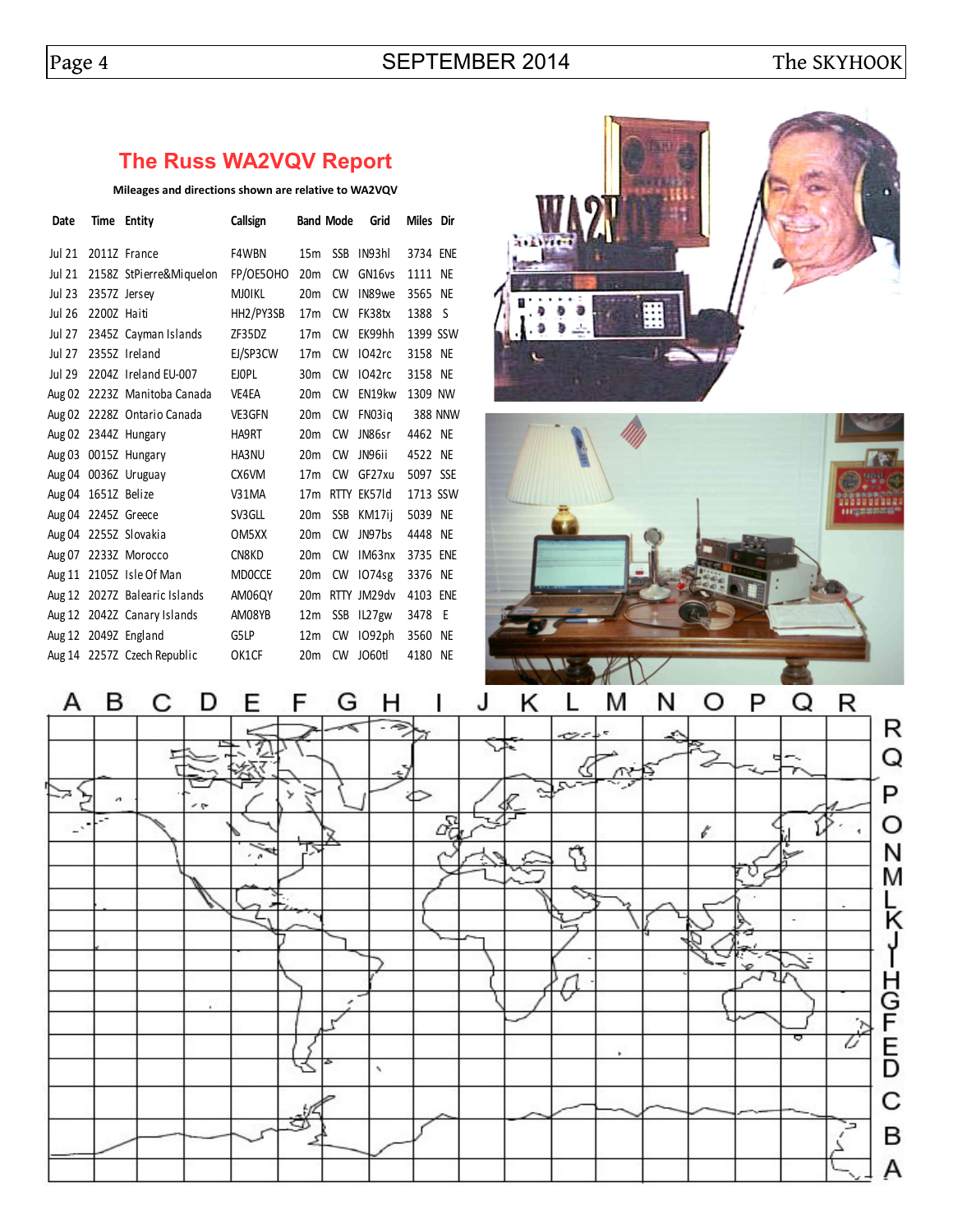## The Russ WA2VQV Report

**Mileages and directions shown are relative to WA2VQV**

| Date | Time | Entity | Callsign | Band | Mode | Grid | Miles | Dir |
|---|---|---|---|---|---|---|---|---|
| Jul 21 | 2011Z | France | F4WBN | 15m | SSB | IN93hl | 3734 | ENE |
| Jul 21 | 2158Z | StPierre&Miquelon | FP/OE5OHO | 20m | CW | GN16vs | 1111 | NE |
| Jul 23 | 2357Z | Jersey | MJ0IKL | 20m | CW | IN89we | 3565 | NE |
| Jul 26 | 2200Z | Haiti | HH2/PY3SB | 17m | CW | FK38tx | 1388 | S |
| Jul 27 | 2345Z | Cayman Islands | ZF35DZ | 17m | CW | EK99hh | 1399 | SSW |
| Jul 27 | 2355Z | Ireland | EJ/SP3CW | 17m | CW | IO42rc | 3158 | NE |
| Jul 29 | 2204Z | Ireland EU-007 | EJ0PL | 30m | CW | IO42rc | 3158 | NE |
| Aug 02 | 2223Z | Manitoba Canada | VE4EA | 20m | CW | EN19kw | 1309 | NW |
| Aug 02 | 2228Z | Ontario Canada | VE3GFN | 20m | CW | FN03iq | 388 | NNW |
| Aug 02 | 2344Z | Hungary | HA9RT | 20m | CW | JN86sr | 4462 | NE |
| Aug 03 | 0015Z | Hungary | HA3NU | 20m | CW | JN96ii | 4522 | NE |
| Aug 04 | 0036Z | Uruguay | CX6VM | 17m | CW | GF27xu | 5097 | SSE |
| Aug 04 | 1651Z | Belize | V31MA | 17m | RTTY | EK57ld | 1713 | SSW |
| Aug 04 | 2245Z | Greece | SV3GLL | 20m | SSB | KM17ij | 5039 | NE |
| Aug 04 | 2255Z | Slovakia | OM5XX | 20m | CW | JN97bs | 4448 | NE |
| Aug 07 | 2233Z | Morocco | CN8KD | 20m | CW | IM63nx | 3735 | ENE |
| Aug 11 | 2105Z | Isle Of Man | MD0CCE | 20m | CW | IO74sg | 3376 | NE |
| Aug 12 | 2027Z | Balearic Islands | AM06QY | 20m | RTTY | JM29dv | 4103 | ENE |
| Aug 12 | 2042Z | Canary Islands | AM08YB | 12m | SSB | IL27gw | 3478 | E |
| Aug 12 | 2049Z | England | G5LP | 12m | CW | IO92ph | 3560 | NE |
| Aug 14 | 2257Z | Czech Republic | OK1CF | 20m | CW | JO60tl | 4180 | NE |

A B C D E F G H I J K L M N O P Q R

R Q P O N M L K J I H G F E D C B A